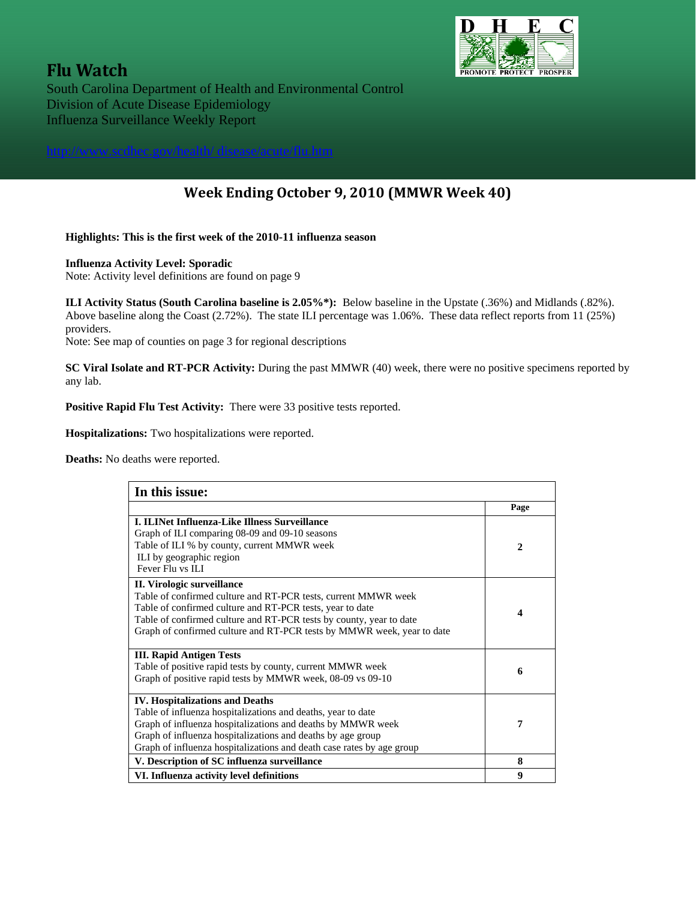# Flu Watch

South Carolina Department of Health and Environmental Control
Division of Acute Disease Epidemiology
Influenza Surveillance Weekly Report

http://www.scdhec.gov/health/ disease/acute/flu.htm

## Week Ending October 9, 2010 (MMWR Week 40)

**Highlights: This is the first week of the 2010-11 influenza season**

**Influenza Activity Level: Sporadic**
Note: Activity level definitions are found on page 9

**ILI Activity Status (South Carolina baseline is 2.05%*):** Below baseline in the Upstate (.36%) and Midlands (.82%). Above baseline along the Coast (2.72%). The state ILI percentage was 1.06%. These data reflect reports from 11 (25%) providers.
Note: See map of counties on page 3 for regional descriptions

**SC Viral Isolate and RT-PCR Activity:** During the past MMWR (40) week, there were no positive specimens reported by any lab.

**Positive Rapid Flu Test Activity:** There were 33 positive tests reported.

**Hospitalizations:** Two hospitalizations were reported.

**Deaths:** No deaths were reported.

| In this issue: | |
|---|---|
| | **Page** |
| **I. ILINet Influenza-Like Illness Surveillance**<br>Graph of ILI comparing 08-09 and 09-10 seasons<br>Table of ILI % by county, current MMWR week<br>ILI by geographic region<br>Fever Flu vs ILI | **2** |
| **II. Virologic surveillance**<br>Table of confirmed culture and RT-PCR tests, current MMWR week<br>Table of confirmed culture and RT-PCR tests, year to date<br>Table of confirmed culture and RT-PCR tests by county, year to date<br>Graph of confirmed culture and RT-PCR tests by MMWR week, year to date | **4** |
| **III. Rapid Antigen Tests**<br>Table of positive rapid tests by county, current MMWR week<br>Graph of positive rapid tests by MMWR week, 08-09 vs 09-10 | **6** |
| **IV. Hospitalizations and Deaths**<br>Table of influenza hospitalizations and deaths, year to date<br>Graph of influenza hospitalizations and deaths by MMWR week<br>Graph of influenza hospitalizations and deaths by age group<br>Graph of influenza hospitalizations and death case rates by age group | **7** |
| **V. Description of SC influenza surveillance** | **8** |
| **VI. Influenza activity level definitions** | **9** |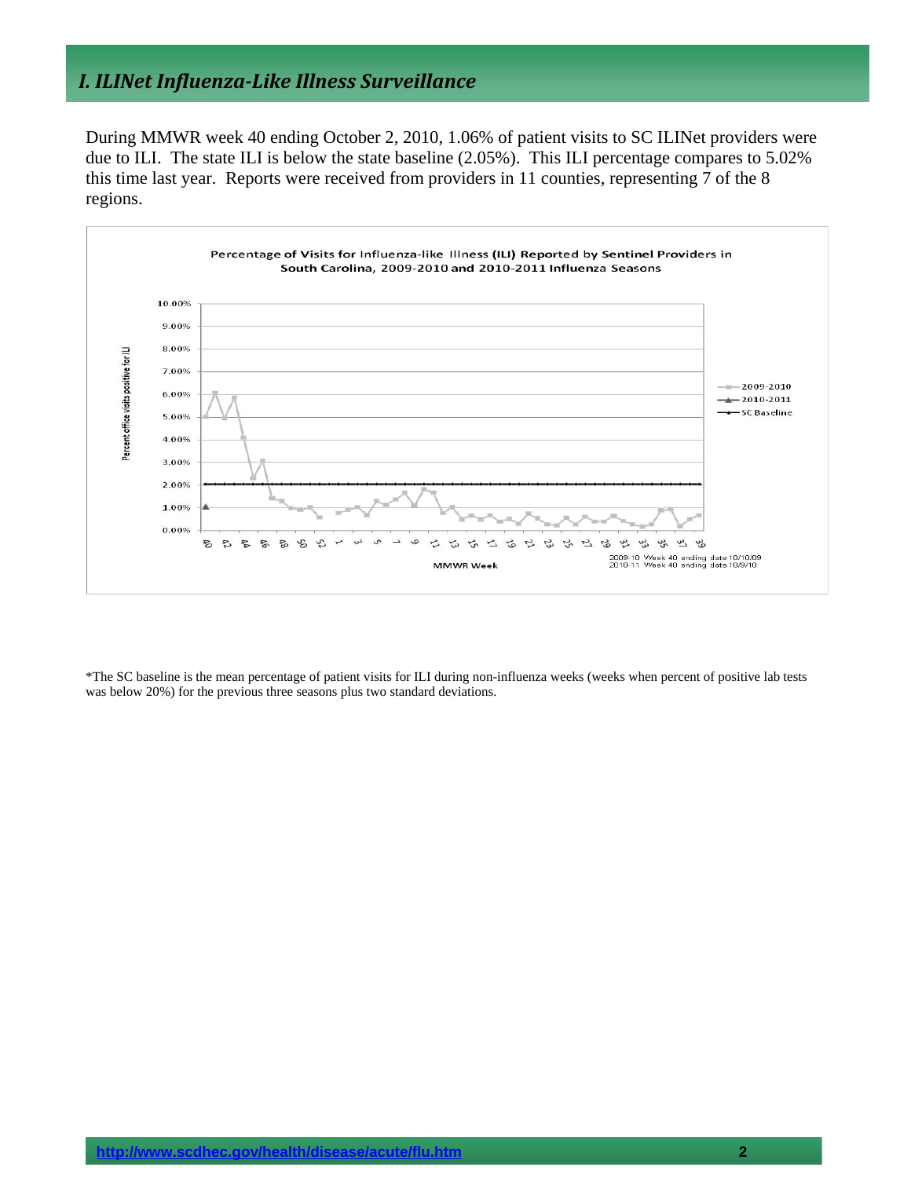# I. ILINet Influenza-Like Illness Surveillance

During MMWR week 40 ending October 2, 2010, 1.06% of patient visits to SC ILINet providers were due to ILI. The state ILI is below the state baseline (2.05%). This ILI percentage compares to 5.02% this time last year. Reports were received from providers in 11 counties, representing 7 of the 8 regions.

Percentage of Visits for Influenza-like Illness (ILI) Reported by Sentinel Providers in South Carolina, 2009-2010 and 2010-2011 Influenza Seasons

2009-10 Week 40 ending date 10/10/09
2010-11 Week 40 ending date 10/9/10

*The SC baseline is the mean percentage of patient visits for ILI during non-influenza weeks (weeks when percent of positive lab tests was below 20%) for the previous three seasons plus two standard deviations.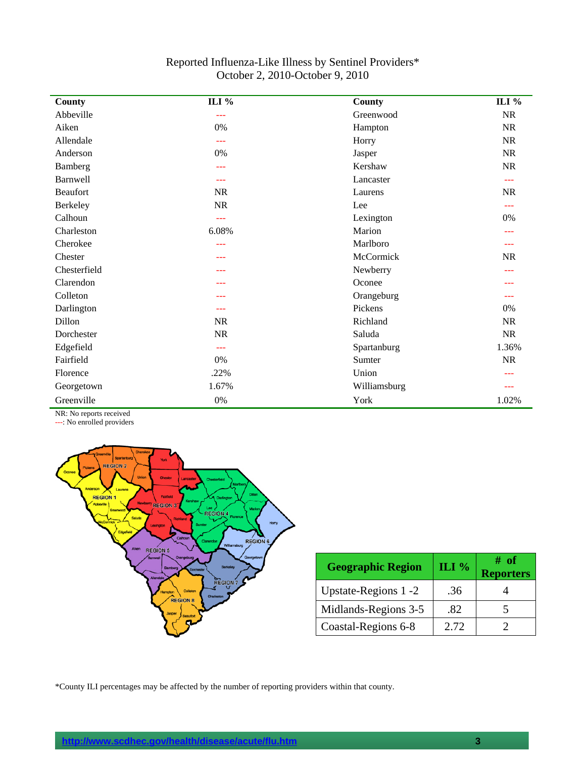Reported Influenza-Like Illness by Sentinel Providers*
October 2, 2010-October 9, 2010

| County | ILI % | County | ILI % |
|---|---|---|---|
| Abbeville | --- | Greenwood | NR |
| Aiken | 0% | Hampton | NR |
| Allendale | --- | Horry | NR |
| Anderson | 0% | Jasper | NR |
| Bamberg | --- | Kershaw | NR |
| Barnwell | --- | Lancaster | --- |
| Beaufort | NR | Laurens | NR |
| Berkeley | NR | Lee | --- |
| Calhoun | --- | Lexington | 0% |
| Charleston | 6.08% | Marion | --- |
| Cherokee | --- | Marlboro | --- |
| Chester | --- | McCormick | NR |
| Chesterfield | --- | Newberry | --- |
| Clarendon | --- | Oconee | --- |
| Colleton | --- | Orangeburg | --- |
| Darlington | --- | Pickens | 0% |
| Dillon | NR | Richland | NR |
| Dorchester | NR | Saluda | NR |
| Edgefield | --- | Spartanburg | 1.36% |
| Fairfield | 0% | Sumter | NR |
| Florence | .22% | Union | --- |
| Georgetown | 1.67% | Williamsburg | --- |
| Greenville | 0% | York | 1.02% |

NR: No reports received
---: No enrolled providers

| Geographic Region | ILI % | # of Reporters |
|---|---|---|
| Upstate-Regions 1 -2 | .36 | 4 |
| Midlands-Regions 3-5 | .82 | 5 |
| Coastal-Regions 6-8 | 2.72 | 2 |

*County ILI percentages may be affected by the number of reporting providers within that county.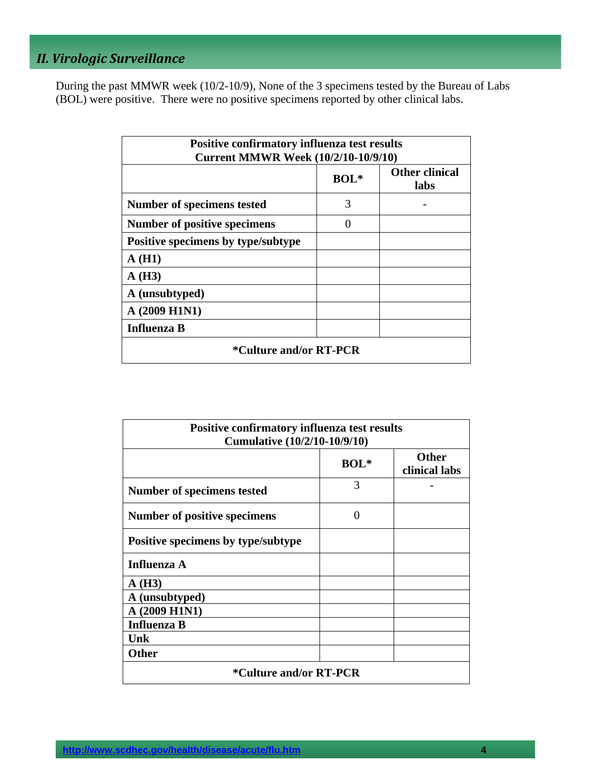## *II. Virologic Surveillance*

During the past MMWR week (10/2-10/9), None of the 3 specimens tested by the Bureau of Labs (BOL) were positive. There were no positive specimens reported by other clinical labs.

| **Positive confirmatory influenza test results Current MMWR Week (10/2/10-10/9/10)** | | |
|---|---|---|
| | **BOL*** | **Other clinical labs** |
| **Number of specimens tested** | 3 | - |
| **Number of positive specimens** | 0 | |
| **Positive specimens by type/subtype** | | |
| **A (H1)** | | |
| **A (H3)** | | |
| **A (unsubtyped)** | | |
| **A (2009 H1N1)** | | |
| **Influenza B** | | |
| ***Culture and/or RT-PCR** | | |

| **Positive confirmatory influenza test results Cumulative (10/2/10-10/9/10)** | | |
|---|---|---|
| | **BOL*** | **Other clinical labs** |
| **Number of specimens tested** | 3 | - |
| **Number of positive specimens** | 0 | |
| **Positive specimens by type/subtype** | | |
| **Influenza A** | | |
| **A (H3)** | | |
| **A (unsubtyped)** | | |
| **A (2009 H1N1)** | | |
| **Influenza B** | | |
| **Unk** | | |
| **Other** | | |
| ***Culture and/or RT-PCR** | | |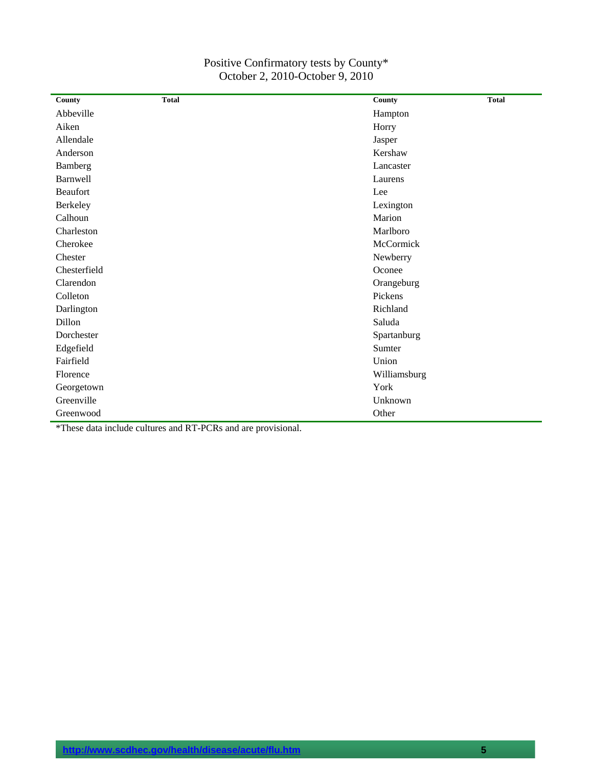Positive Confirmatory tests by County*
October 2, 2010-October 9, 2010

| County | Total | County | Total |
|---|---|---|---|
| Abbeville | | Hampton | |
| Aiken | | Horry | |
| Allendale | | Jasper | |
| Anderson | | Kershaw | |
| Bamberg | | Lancaster | |
| Barnwell | | Laurens | |
| Beaufort | | Lee | |
| Berkeley | | Lexington | |
| Calhoun | | Marion | |
| Charleston | | Marlboro | |
| Cherokee | | McCormick | |
| Chester | | Newberry | |
| Chesterfield | | Oconee | |
| Clarendon | | Orangeburg | |
| Colleton | | Pickens | |
| Darlington | | Richland | |
| Dillon | | Saluda | |
| Dorchester | | Spartanburg | |
| Edgefield | | Sumter | |
| Fairfield | | Union | |
| Florence | | Williamsburg | |
| Georgetown | | York | |
| Greenville | | Unknown | |
| Greenwood | | Other | |

*These data include cultures and RT-PCRs and are provisional.

http://www.scdhec.gov/health/disease/acute/flu.htm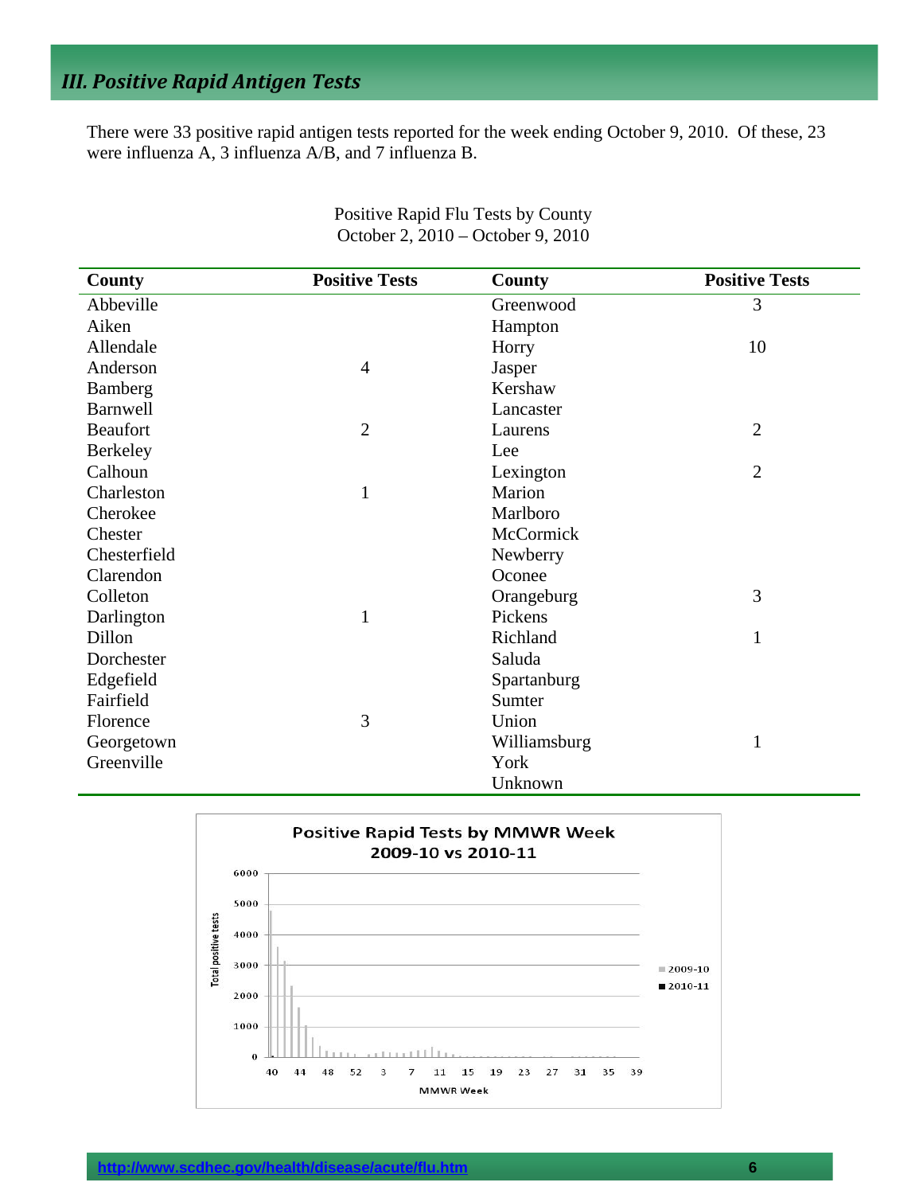## *III. Positive Rapid Antigen Tests*

There were 33 positive rapid antigen tests reported for the week ending October 9, 2010. Of these, 23 were influenza A, 3 influenza A/B, and 7 influenza B.

Positive Rapid Flu Tests by County
October 2, 2010 – October 9, 2010

| County | Positive Tests | County | Positive Tests |
|---|---|---|---|
| Abbeville | | Greenwood | 3 |
| Aiken | | Hampton | |
| Allendale | | Horry | 10 |
| Anderson | 4 | Jasper | |
| Bamberg | | Kershaw | |
| Barnwell | | Lancaster | |
| Beaufort | 2 | Laurens | 2 |
| Berkeley | | Lee | |
| Calhoun | | Lexington | 2 |
| Charleston | 1 | Marion | |
| Cherokee | | Marlboro | |
| Chester | | McCormick | |
| Chesterfield | | Newberry | |
| Clarendon | | Oconee | |
| Colleton | | Orangeburg | 3 |
| Darlington | 1 | Pickens | |
| Dillon | | Richland | 1 |
| Dorchester | | Saluda | |
| Edgefield | | Spartanburg | |
| Fairfield | | Sumter | |
| Florence | 3 | Union | |
| Georgetown | | Williamsburg | 1 |
| Greenville | | York | |
| | | Unknown | |

Positive Rapid Tests by MMWR Week
2009-10 vs 2010-11

Total positive tests (0–6000); MMWR Week (40, 44, 48, 52, 3, 7, 11, 15, 19, 23, 27, 31, 35, 39); Legend: 2009-10, 2010-11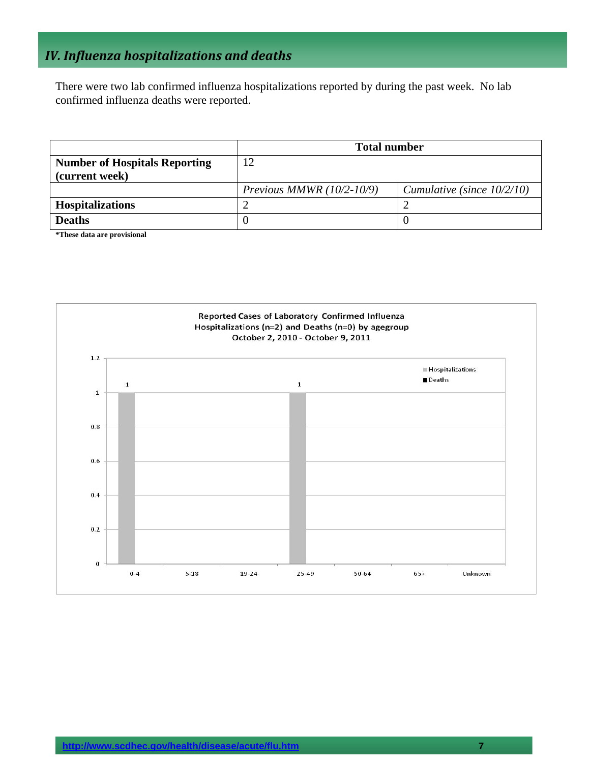## IV. Influenza hospitalizations and deaths

There were two lab confirmed influenza hospitalizations reported by during the past week. No lab confirmed influenza deaths were reported.

| | Total number | |
|---|---|---|
| **Number of Hospitals Reporting (current week)** | 12 | |
| | *Previous MMWR (10/2-10/9)* | *Cumulative (since 10/2/10)* |
| **Hospitalizations** | 2 | 2 |
| **Deaths** | 0 | 0 |

**\*These data are provisional**

Reported Cases of Laboratory Confirmed Influenza Hospitalizations (n=2) and Deaths (n=0) by agegroup October 2, 2010 - October 9, 2011

| Age group | Hospitalizations | Deaths |
|---|---|---|
| 0-4 | 1 | |
| 5-18 | | |
| 19-24 | | |
| 25-49 | 1 | |
| 50-64 | | |
| 65+ | | |
| Unknown | | |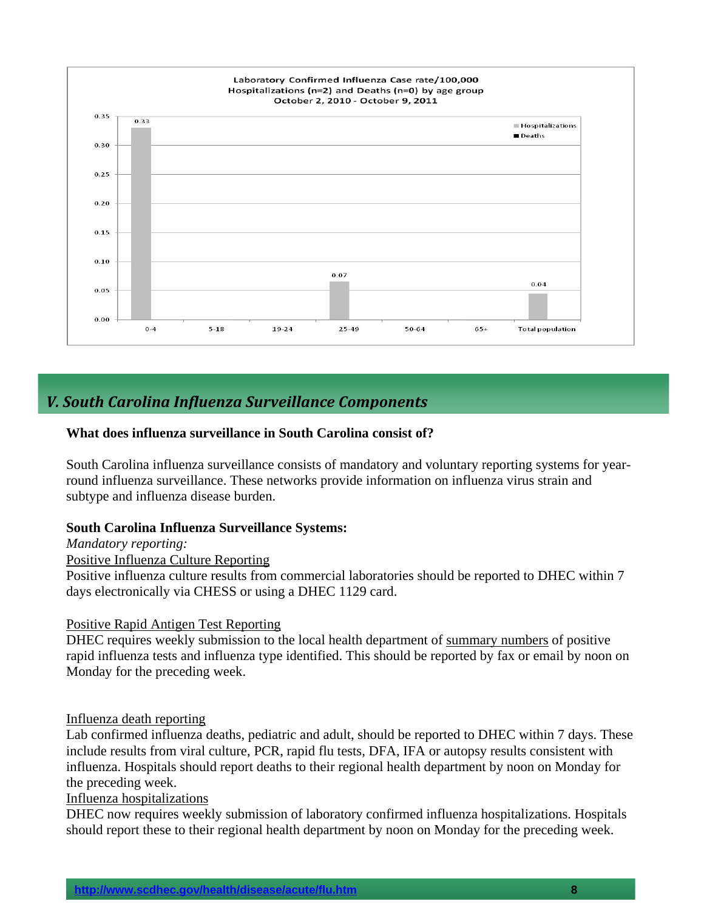Laboratory Confirmed Influenza Case rate/100,000
Hospitalizations (n=2) and Deaths (n=0) by age group
October 2, 2010 - October 9, 2011

| Age group | Hospitalizations | Deaths |
|---|---|---|
| 0-4 | 0.33 | |
| 5-18 | | |
| 19-24 | | |
| 25-49 | 0.07 | |
| 50-64 | | |
| 65+ | | |
| Total population | 0.04 | |

## V. South Carolina Influenza Surveillance Components

**What does influenza surveillance in South Carolina consist of?**

South Carolina influenza surveillance consists of mandatory and voluntary reporting systems for year-round influenza surveillance. These networks provide information on influenza virus strain and subtype and influenza disease burden.

**South Carolina Influenza Surveillance Systems:**

*Mandatory reporting:*

Positive Influenza Culture Reporting

Positive influenza culture results from commercial laboratories should be reported to DHEC within 7 days electronically via CHESS or using a DHEC 1129 card.

Positive Rapid Antigen Test Reporting

DHEC requires weekly submission to the local health department of summary numbers of positive rapid influenza tests and influenza type identified. This should be reported by fax or email by noon on Monday for the preceding week.

Influenza death reporting

Lab confirmed influenza deaths, pediatric and adult, should be reported to DHEC within 7 days. These include results from viral culture, PCR, rapid flu tests, DFA, IFA or autopsy results consistent with influenza. Hospitals should report deaths to their regional health department by noon on Monday for the preceding week.

Influenza hospitalizations

DHEC now requires weekly submission of laboratory confirmed influenza hospitalizations. Hospitals should report these to their regional health department by noon on Monday for the preceding week.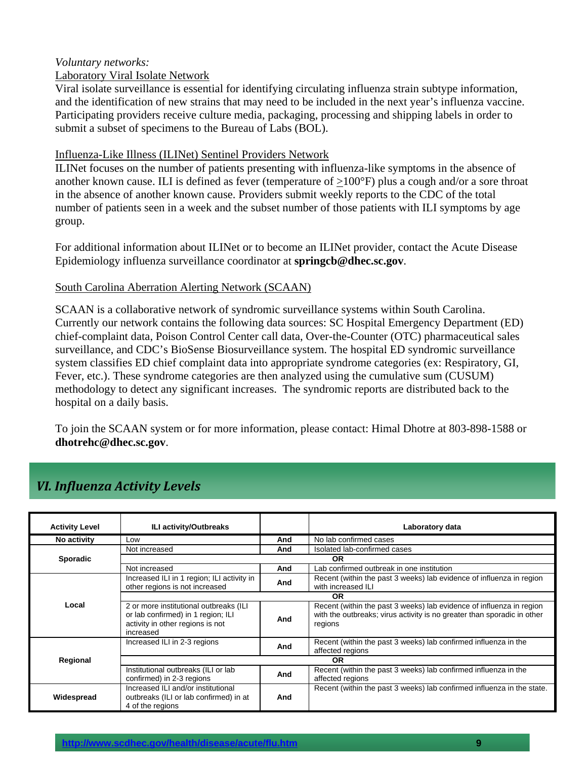*Voluntary networks:*

Laboratory Viral Isolate Network

Viral isolate surveillance is essential for identifying circulating influenza strain subtype information, and the identification of new strains that may need to be included in the next year's influenza vaccine. Participating providers receive culture media, packaging, processing and shipping labels in order to submit a subset of specimens to the Bureau of Labs (BOL).

Influenza-Like Illness (ILINet) Sentinel Providers Network

ILINet focuses on the number of patients presenting with influenza-like symptoms in the absence of another known cause. ILI is defined as fever (temperature of $\geq$100°F) plus a cough and/or a sore throat in the absence of another known cause. Providers submit weekly reports to the CDC of the total number of patients seen in a week and the subset number of those patients with ILI symptoms by age group.

For additional information about ILINet or to become an ILINet provider, contact the Acute Disease Epidemiology influenza surveillance coordinator at **springcb@dhec.sc.gov**.

South Carolina Aberration Alerting Network (SCAAN)

SCAAN is a collaborative network of syndromic surveillance systems within South Carolina. Currently our network contains the following data sources: SC Hospital Emergency Department (ED) chief-complaint data, Poison Control Center call data, Over-the-Counter (OTC) pharmaceutical sales surveillance, and CDC's BioSense Biosurveillance system. The hospital ED syndromic surveillance system classifies ED chief complaint data into appropriate syndrome categories (ex: Respiratory, GI, Fever, etc.). These syndrome categories are then analyzed using the cumulative sum (CUSUM) methodology to detect any significant increases. The syndromic reports are distributed back to the hospital on a daily basis.

To join the SCAAN system or for more information, please contact: Himal Dhotre at 803-898-1588 or **dhotrehc@dhec.sc.gov**.

## *VI. Influenza Activity Levels*

| Activity Level | ILI activity/Outbreaks | | Laboratory data |
|---|---|---|---|
| **No activity** | Low | **And** | No lab confirmed cases |
| **Sporadic** | Not increased | **And** | Isolated lab-confirmed cases |
| | | **OR** | |
| | Not increased | **And** | Lab confirmed outbreak in one institution |
| **Local** | Increased ILI in 1 region; ILI activity in other regions is not increased | **And** | Recent (within the past 3 weeks) lab evidence of influenza in region with increased ILI |
| | | **OR** | |
| | 2 or more institutional outbreaks (ILI or lab confirmed) in 1 region; ILI activity in other regions is not increased | **And** | Recent (within the past 3 weeks) lab evidence of influenza in region with the outbreaks; virus activity is no greater than sporadic in other regions |
| **Regional** | Increased ILI in 2-3 regions | **And** | Recent (within the past 3 weeks) lab confirmed influenza in the affected regions |
| | | **OR** | |
| | Institutional outbreaks (ILI or lab confirmed) in 2-3 regions | **And** | Recent (within the past 3 weeks) lab confirmed influenza in the affected regions |
| **Widespread** | Increased ILI and/or institutional outbreaks (ILI or lab confirmed) in at 4 of the regions | **And** | Recent (within the past 3 weeks) lab confirmed influenza in the state. |